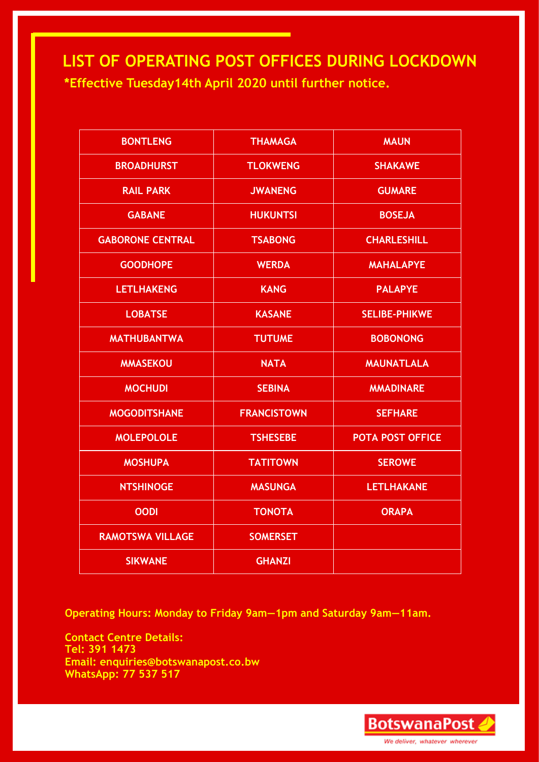# LIST OF OPERATING POST OFFICES DURING LOCKDOWN

**\*Effective Tuesday14th April 2020 until further notice.**

| | | |
|---|---|---|
| BONTLENG | THAMAGA | MAUN |
| BROADHURST | TLOKWENG | SHAKAWE |
| RAIL PARK | JWANENG | GUMARE |
| GABANE | HUKUNTSI | BOSEJA |
| GABORONE CENTRAL | TSABONG | CHARLESHILL |
| GOODHOPE | WERDA | MAHALAPYE |
| LETLHAKENG | KANG | PALAPYE |
| LOBATSE | KASANE | SELIBE-PHIKWE |
| MATHUBANTWA | TUTUME | BOBONONG |
| MMASEKOU | NATA | MAUNATLALA |
| MOCHUDI | SEBINA | MMADINARE |
| MOGODITSHANE | FRANCISTOWN | SEFHARE |
| MOLEPOLOLE | TSHESEBE | POTA POST OFFICE |
| MOSHUPA | TATITOWN | SEROWE |
| NTSHINOGE | MASUNGA | LETLHAKANE |
| OODI | TONOTA | ORAPA |
| RAMOTSWA VILLAGE | SOMERSET | |
| SIKWANE | GHANZI | |

**Operating Hours: Monday to Friday 9am—1pm and Saturday 9am—11am.**

**Contact Centre Details:**
**Tel: 391 1473**
**Email: enquiries@botswanapost.co.bw**
**WhatsApp: 77 537 517**

BotswanaPost

*We deliver, whatever wherever*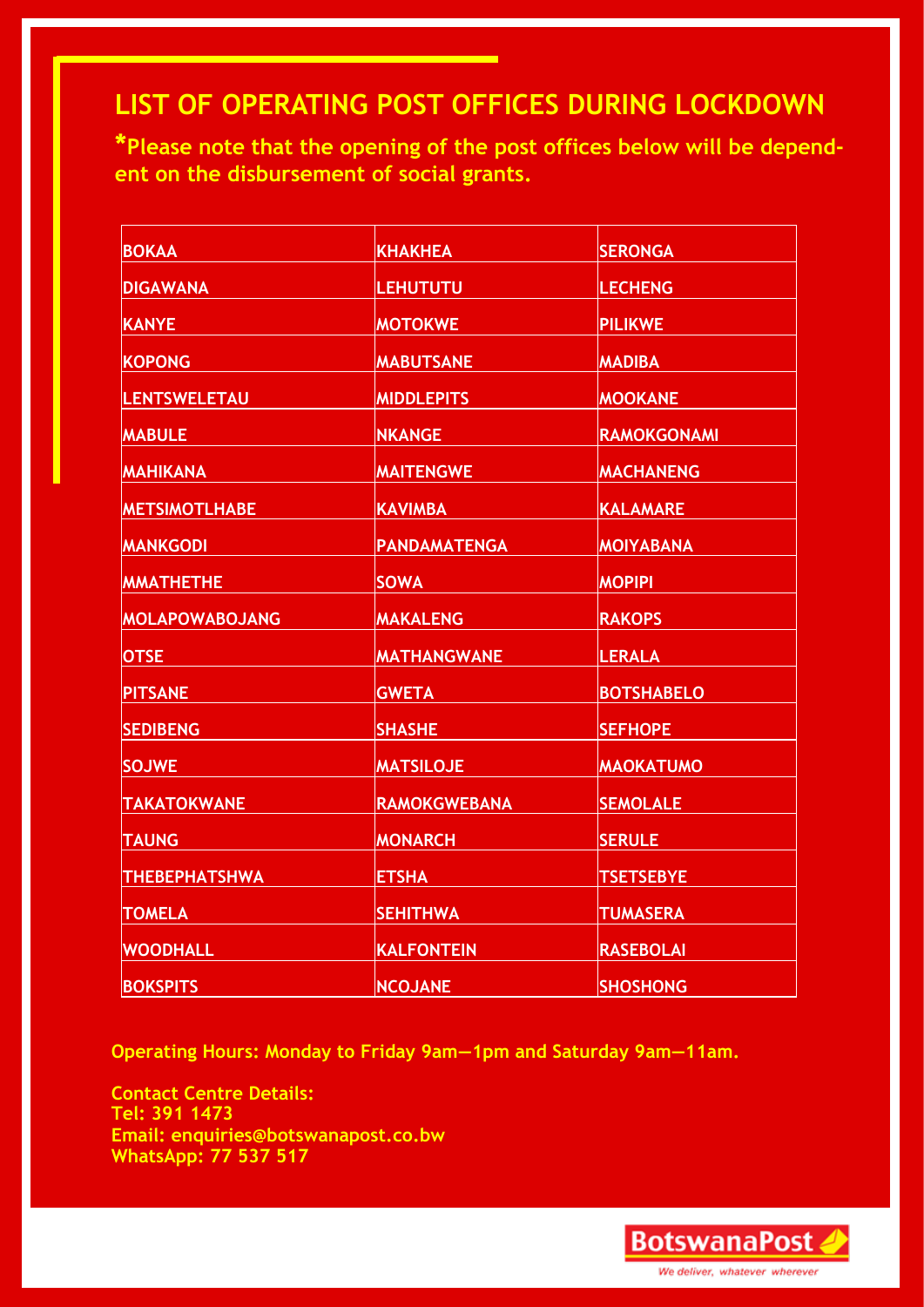# LIST OF OPERATING POST OFFICES DURING LOCKDOWN

***Please note that the opening of the post offices below will be dependent on the disbursement of social grants.**

| | | |
|---|---|---|
| BOKAA | KHAKHEA | SERONGA |
| DIGAWANA | LEHUTUTU | LECHENG |
| KANYE | MOTOKWE | PILIKWE |
| KOPONG | MABUTSANE | MADIBA |
| LENTSWELETAU | MIDDLEPITS | MOOKANE |
| MABULE | NKANGE | RAMOKGONAMI |
| MAHIKANA | MAITENGWE | MACHANENG |
| METSIMOTLHABE | KAVIMBA | KALAMARE |
| MANKGODI | PANDAMATENGA | MOIYABANA |
| MMATHETHE | SOWA | MOPIPI |
| MOLAPOWABOJANG | MAKALENG | RAKOPS |
| OTSE | MATHANGWANE | LERALA |
| PITSANE | GWETA | BOTSHABELO |
| SEDIBENG | SHASHE | SEFHOPE |
| SOJWE | MATSILOJE | MAOKATUMO |
| TAKATOKWANE | RAMOKGWEBANA | SEMOLALE |
| TAUNG | MONARCH | SERULE |
| THEBEPHATSHWA | ETSHA | TSETSEBYE |
| TOMELA | SEHITHWA | TUMASERA |
| WOODHALL | KALFONTEIN | RASEBOLAI |
| BOKSPITS | NCOJANE | SHOSHONG |

**Operating Hours: Monday to Friday 9am—1pm and Saturday 9am—11am.**

**Contact Centre Details:**
**Tel: 391 1473**
**Email: enquiries@botswanapost.co.bw**
**WhatsApp: 77 537 517**

BotswanaPost
*We deliver, whatever wherever*